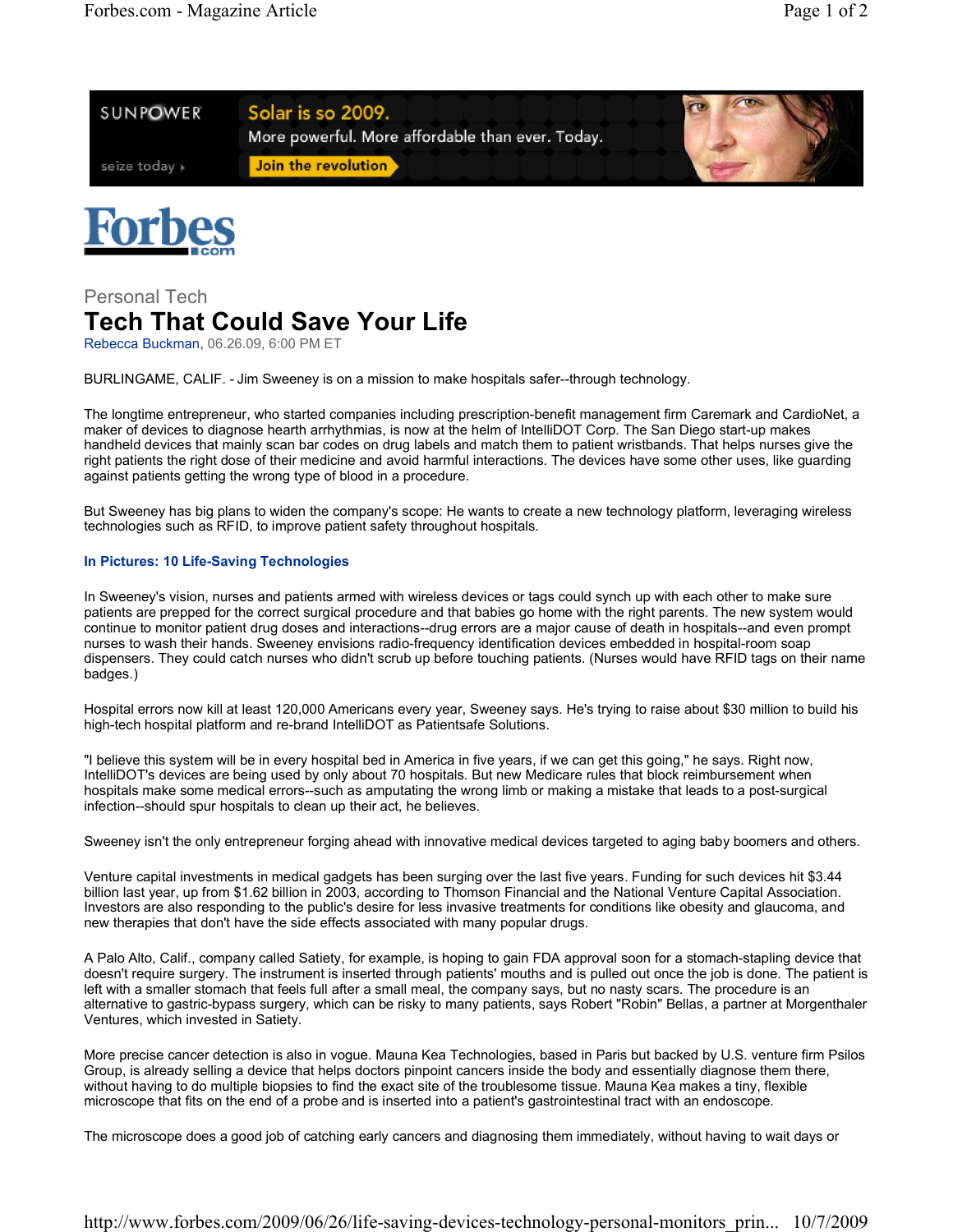Personal Tech

# Tech That Could Save Your Life

Rebecca Buckman, 06.26.09, 6:00 PM ET

BURLINGAME, CALIF. - Jim Sweeney is on a mission to make hospitals safer--through technology.

The longtime entrepreneur, who started companies including prescription-benefit management firm Caremark and CardioNet, a maker of devices to diagnose hearth arrhythmias, is now at the helm of IntelliDOT Corp. The San Diego start-up makes handheld devices that mainly scan bar codes on drug labels and match them to patient wristbands. That helps nurses give the right patients the right dose of their medicine and avoid harmful interactions. The devices have some other uses, like guarding against patients getting the wrong type of blood in a procedure.

But Sweeney has big plans to widen the company's scope: He wants to create a new technology platform, leveraging wireless technologies such as RFID, to improve patient safety throughout hospitals.

**In Pictures: 10 Life-Saving Technologies**

In Sweeney's vision, nurses and patients armed with wireless devices or tags could synch up with each other to make sure patients are prepped for the correct surgical procedure and that babies go home with the right parents. The new system would continue to monitor patient drug doses and interactions--drug errors are a major cause of death in hospitals--and even prompt nurses to wash their hands. Sweeney envisions radio-frequency identification devices embedded in hospital-room soap dispensers. They could catch nurses who didn't scrub up before touching patients. (Nurses would have RFID tags on their name badges.)

Hospital errors now kill at least 120,000 Americans every year, Sweeney says. He's trying to raise about $30 million to build his high-tech hospital platform and re-brand IntelliDOT as Patientsafe Solutions.

"I believe this system will be in every hospital bed in America in five years, if we can get this going," he says. Right now, IntelliDOT's devices are being used by only about 70 hospitals. But new Medicare rules that block reimbursement when hospitals make some medical errors--such as amputating the wrong limb or making a mistake that leads to a post-surgical infection--should spur hospitals to clean up their act, he believes.

Sweeney isn't the only entrepreneur forging ahead with innovative medical devices targeted to aging baby boomers and others.

Venture capital investments in medical gadgets has been surging over the last five years. Funding for such devices hit $3.44 billion last year, up from $1.62 billion in 2003, according to Thomson Financial and the National Venture Capital Association. Investors are also responding to the public's desire for less invasive treatments for conditions like obesity and glaucoma, and new therapies that don't have the side effects associated with many popular drugs.

A Palo Alto, Calif., company called Satiety, for example, is hoping to gain FDA approval soon for a stomach-stapling device that doesn't require surgery. The instrument is inserted through patients' mouths and is pulled out once the job is done. The patient is left with a smaller stomach that feels full after a small meal, the company says, but no nasty scars. The procedure is an alternative to gastric-bypass surgery, which can be risky to many patients, says Robert "Robin" Bellas, a partner at Morgenthaler Ventures, which invested in Satiety.

More precise cancer detection is also in vogue. Mauna Kea Technologies, based in Paris but backed by U.S. venture firm Psilos Group, is already selling a device that helps doctors pinpoint cancers inside the body and essentially diagnose them there, without having to do multiple biopsies to find the exact site of the troublesome tissue. Mauna Kea makes a tiny, flexible microscope that fits on the end of a probe and is inserted into a patient's gastrointestinal tract with an endoscope.

The microscope does a good job of catching early cancers and diagnosing them immediately, without having to wait days or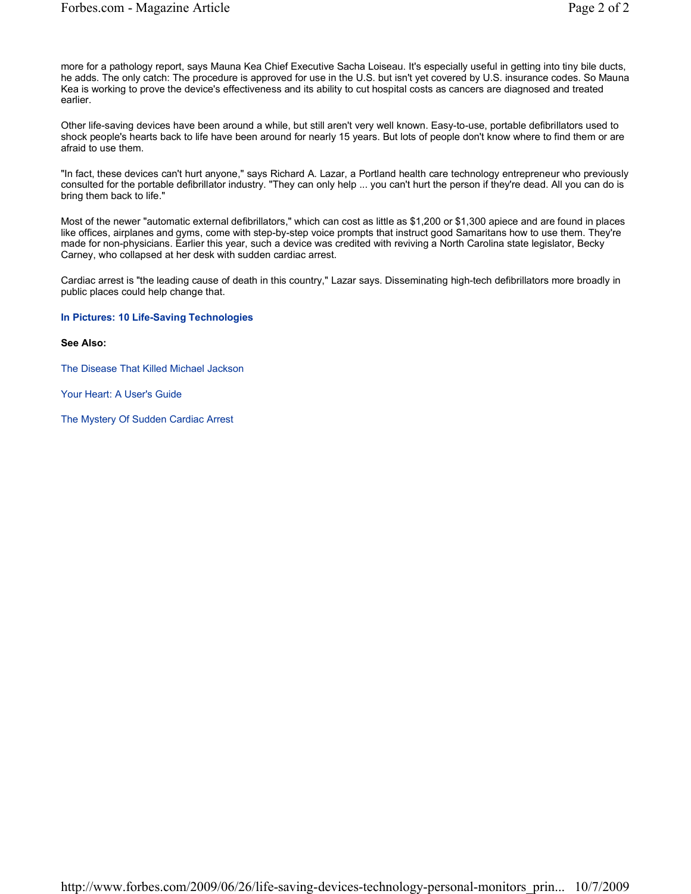more for a pathology report, says Mauna Kea Chief Executive Sacha Loiseau. It's especially useful in getting into tiny bile ducts, he adds. The only catch: The procedure is approved for use in the U.S. but isn't yet covered by U.S. insurance codes. So Mauna Kea is working to prove the device's effectiveness and its ability to cut hospital costs as cancers are diagnosed and treated earlier.

Other life-saving devices have been around a while, but still aren't very well known. Easy-to-use, portable defibrillators used to shock people's hearts back to life have been around for nearly 15 years. But lots of people don't know where to find them or are afraid to use them.

"In fact, these devices can't hurt anyone," says Richard A. Lazar, a Portland health care technology entrepreneur who previously consulted for the portable defibrillator industry. "They can only help ... you can't hurt the person if they're dead. All you can do is bring them back to life."

Most of the newer "automatic external defibrillators," which can cost as little as $1,200 or $1,300 apiece and are found in places like offices, airplanes and gyms, come with step-by-step voice prompts that instruct good Samaritans how to use them. They're made for non-physicians. Earlier this year, such a device was credited with reviving a North Carolina state legislator, Becky Carney, who collapsed at her desk with sudden cardiac arrest.

Cardiac arrest is "the leading cause of death in this country," Lazar says. Disseminating high-tech defibrillators more broadly in public places could help change that.

**In Pictures: 10 Life-Saving Technologies**

**See Also:**

The Disease That Killed Michael Jackson

Your Heart: A User's Guide

The Mystery Of Sudden Cardiac Arrest